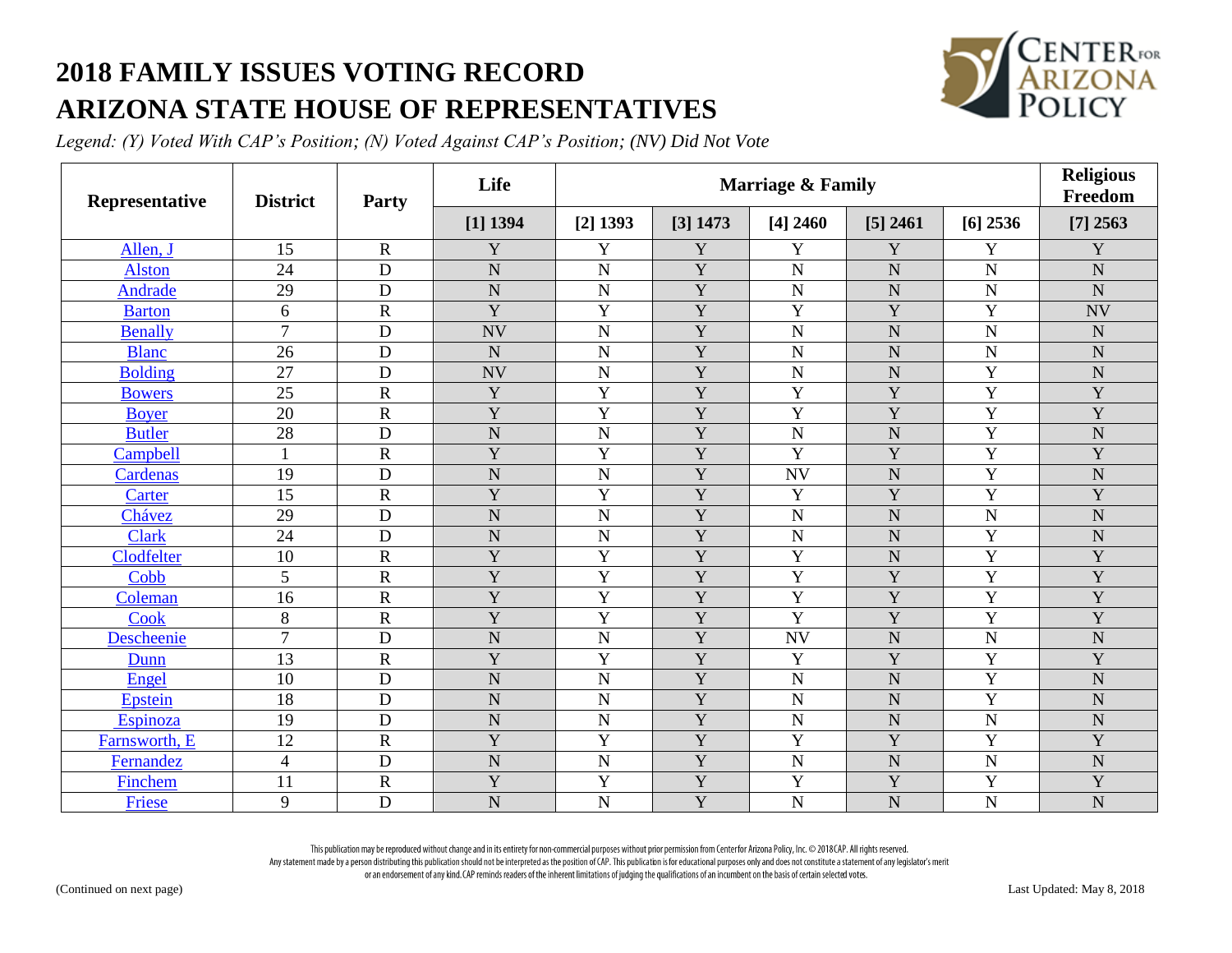# 2018 FAMILY ISSUES VOTING RECORD
# ARIZONA STATE HOUSE OF REPRESENTATIVES

*Legend: (Y) Voted With CAP's Position; (N) Voted Against CAP's Position; (NV) Did Not Vote*

| Representative | District | Party | Life | Marriage & Family | | | | | Religious Freedom |
|---|---|---|---|---|---|---|---|---|---|
| | | | [1] 1394 | [2] 1393 | [3] 1473 | [4] 2460 | [5] 2461 | [6] 2536 | [7] 2563 |
| Allen, J | 15 | R | Y | Y | Y | Y | Y | Y | Y |
| Alston | 24 | D | N | N | Y | N | N | N | N |
| Andrade | 29 | D | N | N | Y | N | N | N | N |
| Barton | 6 | R | Y | Y | Y | Y | Y | Y | NV |
| Benally | 7 | D | NV | N | Y | N | N | N | N |
| Blanc | 26 | D | N | N | Y | N | N | N | N |
| Bolding | 27 | D | NV | N | Y | N | N | Y | N |
| Bowers | 25 | R | Y | Y | Y | Y | Y | Y | Y |
| Boyer | 20 | R | Y | Y | Y | Y | Y | Y | Y |
| Butler | 28 | D | N | N | Y | N | N | Y | N |
| Campbell | 1 | R | Y | Y | Y | Y | Y | Y | Y |
| Cardenas | 19 | D | N | N | Y | NV | N | Y | N |
| Carter | 15 | R | Y | Y | Y | Y | Y | Y | Y |
| Chávez | 29 | D | N | N | Y | N | N | N | N |
| Clark | 24 | D | N | N | Y | N | N | Y | N |
| Clodfelter | 10 | R | Y | Y | Y | Y | N | Y | Y |
| Cobb | 5 | R | Y | Y | Y | Y | Y | Y | Y |
| Coleman | 16 | R | Y | Y | Y | Y | Y | Y | Y |
| Cook | 8 | R | Y | Y | Y | Y | Y | Y | Y |
| Descheenie | 7 | D | N | N | Y | NV | N | N | N |
| Dunn | 13 | R | Y | Y | Y | Y | Y | Y | Y |
| Engel | 10 | D | N | N | Y | N | N | Y | N |
| Epstein | 18 | D | N | N | Y | N | N | Y | N |
| Espinoza | 19 | D | N | N | Y | N | N | N | N |
| Farnsworth, E | 12 | R | Y | Y | Y | Y | Y | Y | Y |
| Fernandez | 4 | D | N | N | Y | N | N | N | N |
| Finchem | 11 | R | Y | Y | Y | Y | Y | Y | Y |
| Friese | 9 | D | N | N | Y | N | N | N | N |

This publication may be reproduced without change and in its entirety for non-commercial purposes without prior permission from Center for Arizona Policy, Inc. © 2018 CAP. All rights reserved.
Any statement made by a person distributing this publication should not be interpreted as the position of CAP. This publication is for educational purposes only and does not constitute a statement of any legislator's merit or an endorsement of any kind. CAP reminds readers of the inherent limitations of judging the qualifications of an incumbent on the basis of certain selected votes.

(Continued on next page)

Last Updated: May 8, 2018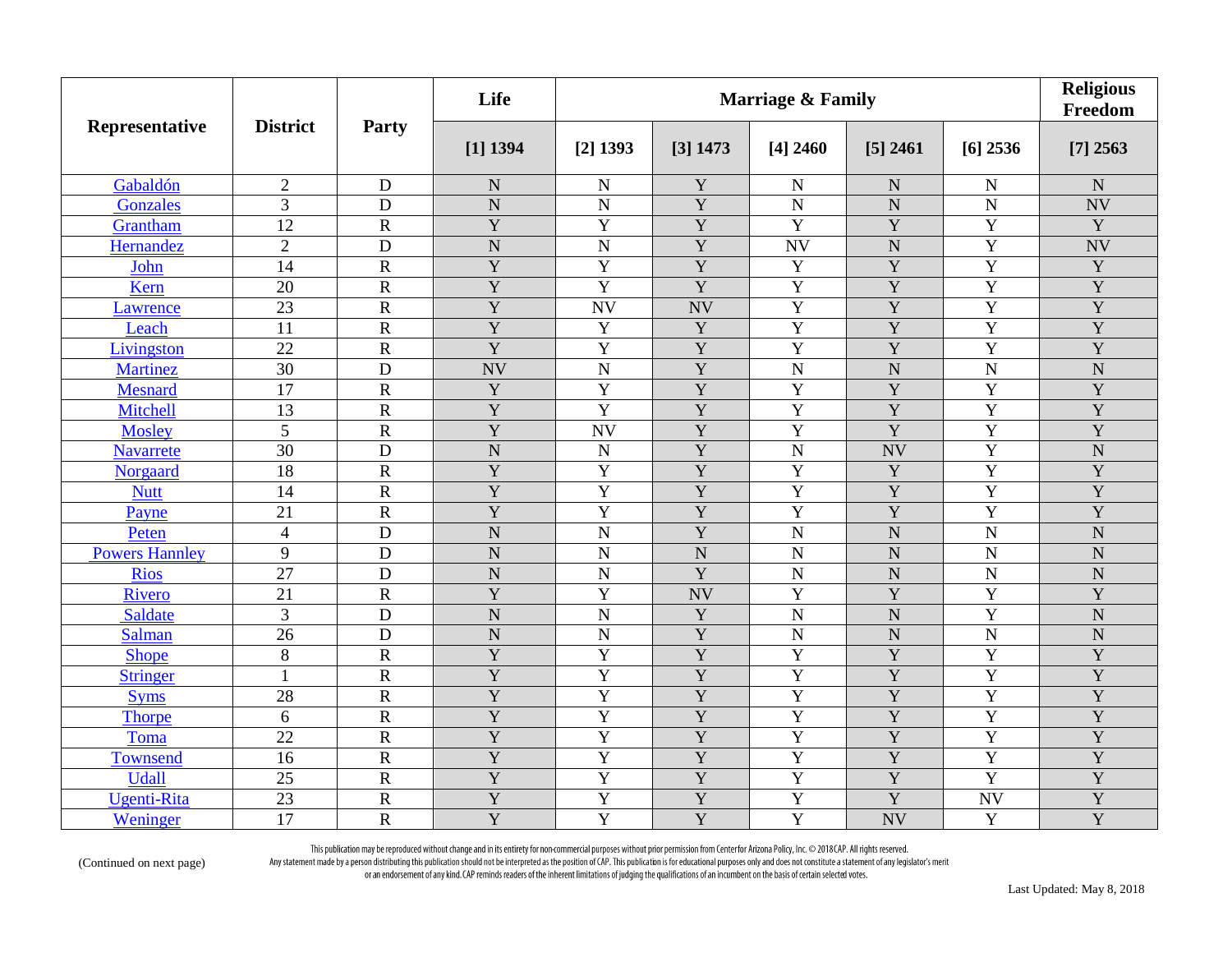| Representative | District | Party | Life | Marriage & Family | | | | | Religious Freedom |
|---|---|---|---|---|---|---|---|---|---|
| | | | [1] 1394 | [2] 1393 | [3] 1473 | [4] 2460 | [5] 2461 | [6] 2536 | [7] 2563 |
| Gabaldón | 2 | D | N | N | Y | N | N | N | N |
| Gonzales | 3 | D | N | N | Y | N | N | N | NV |
| Grantham | 12 | R | Y | Y | Y | Y | Y | Y | Y |
| Hernandez | 2 | D | N | N | Y | NV | N | Y | NV |
| John | 14 | R | Y | Y | Y | Y | Y | Y | Y |
| Kern | 20 | R | Y | Y | Y | Y | Y | Y | Y |
| Lawrence | 23 | R | Y | NV | NV | Y | Y | Y | Y |
| Leach | 11 | R | Y | Y | Y | Y | Y | Y | Y |
| Livingston | 22 | R | Y | Y | Y | Y | Y | Y | Y |
| Martinez | 30 | D | NV | N | Y | N | N | N | N |
| Mesnard | 17 | R | Y | Y | Y | Y | Y | Y | Y |
| Mitchell | 13 | R | Y | Y | Y | Y | Y | Y | Y |
| Mosley | 5 | R | Y | NV | Y | Y | Y | Y | Y |
| Navarrete | 30 | D | N | N | Y | N | NV | Y | N |
| Norgaard | 18 | R | Y | Y | Y | Y | Y | Y | Y |
| Nutt | 14 | R | Y | Y | Y | Y | Y | Y | Y |
| Payne | 21 | R | Y | Y | Y | Y | Y | Y | Y |
| Peten | 4 | D | N | N | Y | N | N | N | N |
| Powers Hannley | 9 | D | N | N | N | N | N | N | N |
| Rios | 27 | D | N | N | Y | N | N | N | N |
| Rivero | 21 | R | Y | Y | NV | Y | Y | Y | Y |
| Saldate | 3 | D | N | N | Y | N | N | Y | N |
| Salman | 26 | D | N | N | Y | N | N | N | N |
| Shope | 8 | R | Y | Y | Y | Y | Y | Y | Y |
| Stringer | 1 | R | Y | Y | Y | Y | Y | Y | Y |
| Syms | 28 | R | Y | Y | Y | Y | Y | Y | Y |
| Thorpe | 6 | R | Y | Y | Y | Y | Y | Y | Y |
| Toma | 22 | R | Y | Y | Y | Y | Y | Y | Y |
| Townsend | 16 | R | Y | Y | Y | Y | Y | Y | Y |
| Udall | 25 | R | Y | Y | Y | Y | Y | Y | Y |
| Ugenti-Rita | 23 | R | Y | Y | Y | Y | Y | NV | Y |
| Weninger | 17 | R | Y | Y | Y | Y | NV | Y | Y |

(Continued on next page)

This publication may be reproduced without change and in its entirety for non-commercial purposes without prior permission from Center for Arizona Policy, Inc. © 2018 CAP. All rights reserved.
Any statement made by a person distributing this publication should not be interpreted as the position of CAP. This publication is for educational purposes only and does not constitute a statement of any legislator's merit or an endorsement of any kind. CAP reminds readers of the inherent limitations of judging the qualifications of an incumbent on the basis of certain selected votes.

Last Updated: May 8, 2018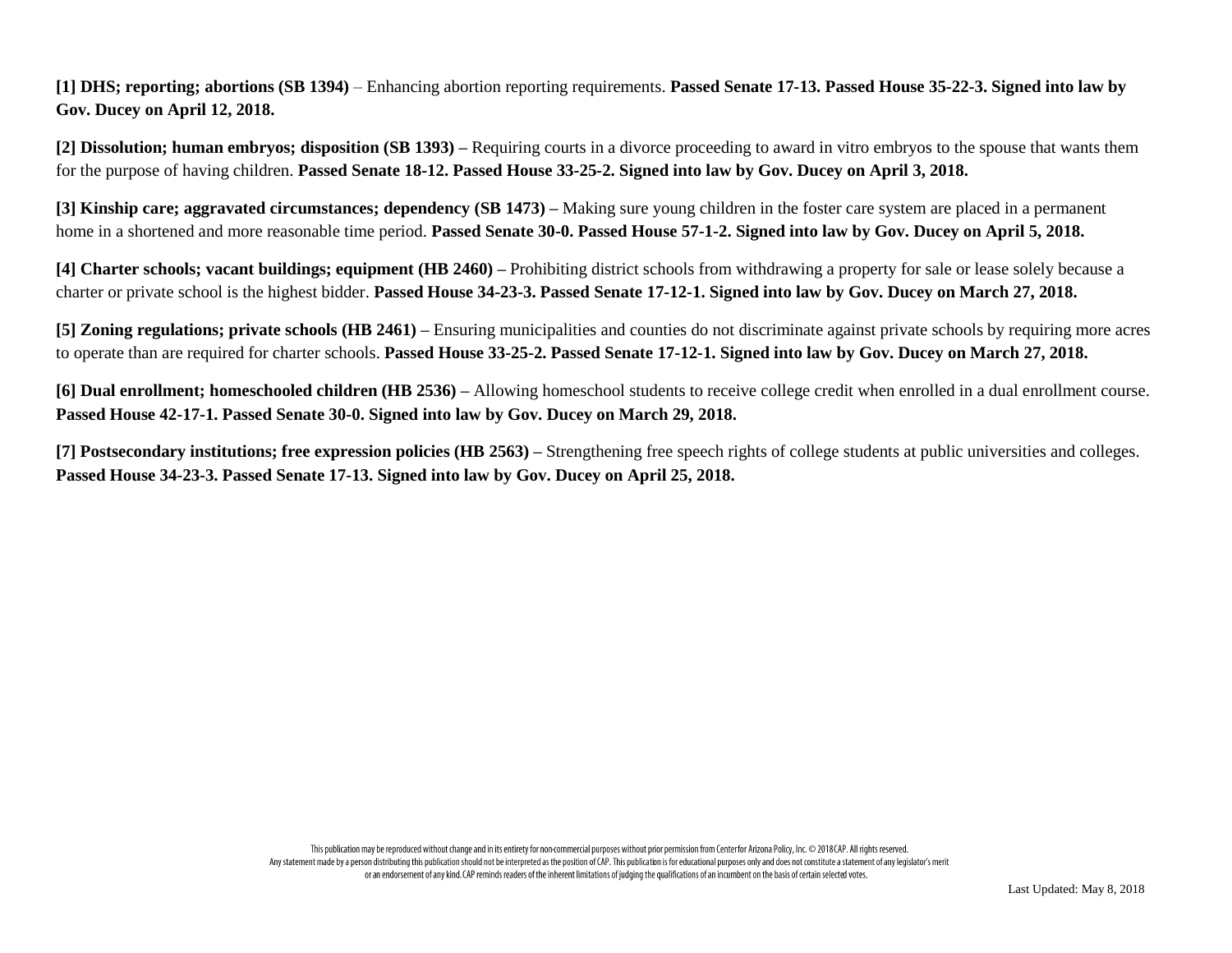**[1] DHS; reporting; abortions (SB 1394)** – Enhancing abortion reporting requirements. **Passed Senate 17-13. Passed House 35-22-3. Signed into law by Gov. Ducey on April 12, 2018.**

**[2] Dissolution; human embryos; disposition (SB 1393) –** Requiring courts in a divorce proceeding to award in vitro embryos to the spouse that wants them for the purpose of having children. **Passed Senate 18-12. Passed House 33-25-2. Signed into law by Gov. Ducey on April 3, 2018.**

**[3] Kinship care; aggravated circumstances; dependency (SB 1473) –** Making sure young children in the foster care system are placed in a permanent home in a shortened and more reasonable time period. **Passed Senate 30-0. Passed House 57-1-2. Signed into law by Gov. Ducey on April 5, 2018.**

**[4] Charter schools; vacant buildings; equipment (HB 2460) –** Prohibiting district schools from withdrawing a property for sale or lease solely because a charter or private school is the highest bidder. **Passed House 34-23-3. Passed Senate 17-12-1. Signed into law by Gov. Ducey on March 27, 2018.**

**[5] Zoning regulations; private schools (HB 2461) –** Ensuring municipalities and counties do not discriminate against private schools by requiring more acres to operate than are required for charter schools. **Passed House 33-25-2. Passed Senate 17-12-1. Signed into law by Gov. Ducey on March 27, 2018.**

**[6] Dual enrollment; homeschooled children (HB 2536) –** Allowing homeschool students to receive college credit when enrolled in a dual enrollment course. **Passed House 42-17-1. Passed Senate 30-0. Signed into law by Gov. Ducey on March 29, 2018.**

**[7] Postsecondary institutions; free expression policies (HB 2563) –** Strengthening free speech rights of college students at public universities and colleges. **Passed House 34-23-3. Passed Senate 17-13. Signed into law by Gov. Ducey on April 25, 2018.**

This publication may be reproduced without change and in its entirety for non-commercial purposes without prior permission from Center for Arizona Policy, Inc. © 2018 CAP. All rights reserved.
Any statement made by a person distributing this publication should not be interpreted as the position of CAP. This publication is for educational purposes only and does not constitute a statement of any legislator's merit or an endorsement of any kind. CAP reminds readers of the inherent limitations of judging the qualifications of an incumbent on the basis of certain selected votes.

Last Updated: May 8, 2018